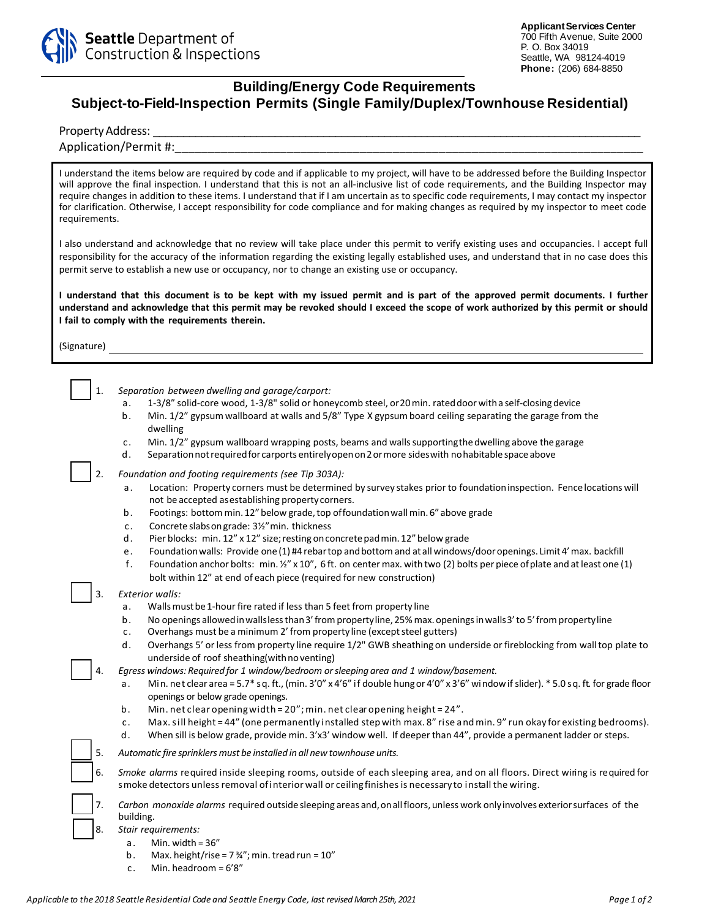**Seattle** Department of Construction & Inspections

**Applicant Services Center**
700 Fifth Avenue, Suite 2000
P. O. Box 34019
Seattle, WA 98124-4019
**Phone:** (206) 684-8850

# Building/Energy Code Requirements
## Subject-to-Field-Inspection Permits (Single Family/Duplex/Townhouse Residential)

Property Address: ______________________________________________________________________

Application/Permit #:____________________________________________________________________

I understand the items below are required by code and if applicable to my project, will have to be addressed before the Building Inspector will approve the final inspection. I understand that this is not an all-inclusive list of code requirements, and the Building Inspector may require changes in addition to these items. I understand that if I am uncertain as to specific code requirements, I may contact my inspector for clarification. Otherwise, I accept responsibility for code compliance and for making changes as required by my inspector to meet code requirements.

I also understand and acknowledge that no review will take place under this permit to verify existing uses and occupancies. I accept full responsibility for the accuracy of the information regarding the existing legally established uses, and understand that in no case does this permit serve to establish a new use or occupancy, nor to change an existing use or occupancy.

**I understand that this document is to be kept with my issued permit and is part of the approved permit documents. I further understand and acknowledge that this permit may be revoked should I exceed the scope of work authorized by this permit or should I fail to comply with the requirements therein.**

(Signature) ______________________________________________________________________

☐ 1. *Separation between dwelling and garage/carport:*
   a. 1-3/8" solid-core wood, 1-3/8" solid or honeycomb steel, or 20 min. rated door with a self-closing device
   b. Min. 1/2" gypsum wallboard at walls and 5/8" Type X gypsum board ceiling separating the garage from the dwelling
   c. Min. 1/2" gypsum wallboard wrapping posts, beams and walls supporting the dwelling above the garage
   d. Separation not required for carports entirely open on 2 or more sides with no habitable space above

☐ 2. *Foundation and footing requirements (see Tip 303A):*
   a. Location: Property corners must be determined by survey stakes prior to foundation inspection. Fence locations will not be accepted as establishing property corners.
   b. Footings: bottom min. 12" below grade, top of foundation wall min. 6" above grade
   c. Concrete slabs on grade: 3½" min. thickness
   d. Pier blocks: min. 12" x 12" size; resting on concrete pad min. 12" below grade
   e. Foundation walls: Provide one (1) #4 rebar top and bottom and at all windows/door openings. Limit 4' max. backfill
   f. Foundation anchor bolts: min. ½" x 10", 6 ft. on center max. with two (2) bolts per piece of plate and at least one (1) bolt within 12" at end of each piece (required for new construction)

☐ 3. *Exterior walls:*
   a. Walls must be 1-hour fire rated if less than 5 feet from property line
   b. No openings allowed in walls less than 3' from property line, 25% max. openings in walls 3' to 5' from property line
   c. Overhangs must be a minimum 2' from property line (except steel gutters)
   d. Overhangs 5' or less from property line require 1/2" GWB sheathing on underside or fireblocking from wall top plate to underside of roof sheathing (with no venting)

☐ 4. *Egress windows: Required for 1 window/bedroom or sleeping area and 1 window/basement.*
   a. Min. net clear area = 5.7* sq. ft., (min. 3'0" x 4'6" if double hung or 4'0" x 3'6" window if slider). * 5.0 sq. ft. for grade floor openings or below grade openings.
   b. Min. net clear opening width = 20"; min. net clear opening height = 24".
   c. Max. sill height = 44" (one permanently installed step with max. 8" rise and min. 9" run okay for existing bedrooms).
   d. When sill is below grade, provide min. 3'x3' window well. If deeper than 44", provide a permanent ladder or steps.

☐ 5. *Automatic fire sprinklers must be installed in all new townhouse units.*

☐ 6. *Smoke alarms* required inside sleeping rooms, outside of each sleeping area, and on all floors. Direct wiring is required for smoke detectors unless removal of interior wall or ceiling finishes is necessary to install the wiring.

☐ 7. *Carbon monoxide alarms* required outside sleeping areas and, on all floors, unless work only involves exterior surfaces of the building.

☐ 8. *Stair requirements:*
   a. Min. width = 36"
   b. Max. height/rise = 7 ¾"; min. tread run = 10"
   c. Min. headroom = 6'8"

*Applicable to the 2018 Seattle Residential Code and Seattle Energy Code, last revised March 25th, 2021*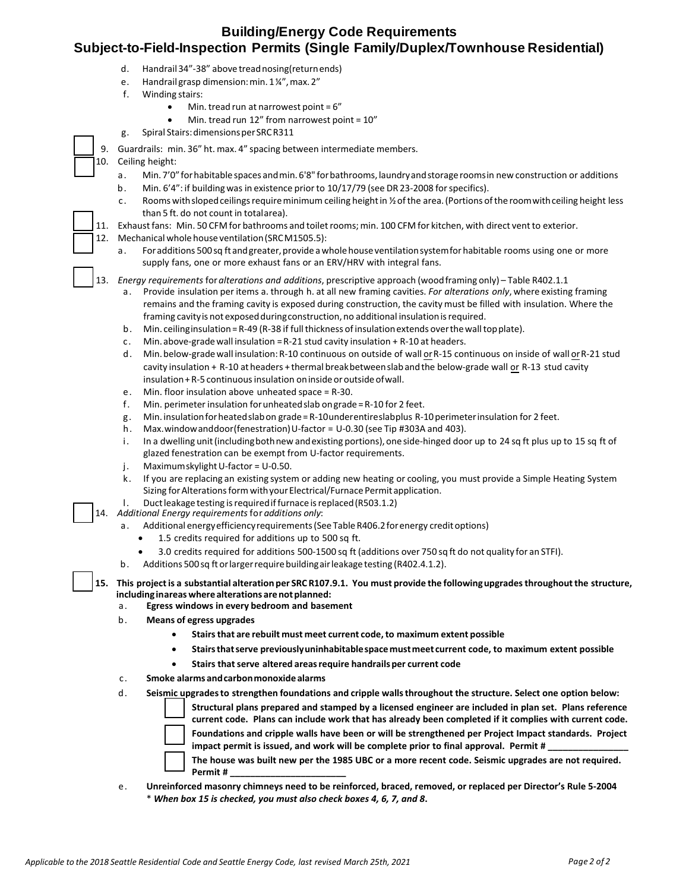# Building/Energy Code Requirements
## Subject-to-Field-Inspection Permits (Single Family/Duplex/Townhouse Residential)

d. Handrail 34"-38" above tread nosing (return ends)

e. Handrail grasp dimension: min. 1¼", max. 2"

f. Winding stairs:
- Min. tread run at narrowest point = 6"
- Min. tread run 12" from narrowest point = 10"

g. Spiral Stairs: dimensions per SRC R311

☐ 9. Guardrails: min. 36" ht. max. 4" spacing between intermediate members.

☐ 10. Ceiling height:

a. Min. 7'0" for habitable spaces and min. 6'8" for bathrooms, laundry and storage rooms in new construction or additions

b. Min. 6'4": if building was in existence prior to 10/17/79 (see DR 23-2008 for specifics).

c. Rooms with sloped ceilings require minimum ceiling height in ½ of the area. (Portions of the room with ceiling height less than 5 ft. do not count in total area).

☐ 11. Exhaust fans: Min. 50 CFM for bathrooms and toilet rooms; min. 100 CFM for kitchen, with direct vent to exterior.

☐ 12. Mechanical whole house ventilation (SRC M1505.5):

a. For additions 500 sq ft and greater, provide a whole house ventilation system for habitable rooms using one or more supply fans, one or more exhaust fans or an ERV/HRV with integral fans.

☐ 13. *Energy requirements* for *alterations and additions*, prescriptive approach (wood framing only) – Table R402.1.1

a. Provide insulation per items a. through h. at all new framing cavities. *For alterations only*, where existing framing remains and the framing cavity is exposed during construction, the cavity must be filled with insulation. Where the framing cavity is not exposed during construction, no additional insulation is required.

b. Min. ceiling insulation = R-49 (R-38 if full thickness of insulation extends over the wall top plate).

c. Min. above-grade wall insulation = R-21 stud cavity insulation + R-10 at headers.

d. Min. below-grade wall insulation: R-10 continuous on outside of wall <u>or</u> R-15 continuous on inside of wall <u>or</u> R-21 stud cavity insulation + R-10 at headers + thermal break between slab and the below-grade wall <u>or</u> R-13 stud cavity insulation + R-5 continuous insulation on inside or outside of wall.

e. Min. floor insulation above unheated space = R-30.

f. Min. perimeter insulation for unheated slab on grade = R-10 for 2 feet.

g. Min. insulation for heated slab on grade = R-10 under entire slab plus R-10 perimeter insulation for 2 feet.

h. Max. window and door (fenestration) U-factor = U-0.30 (see Tip #303A and 403).

i. In a dwelling unit (including both new and existing portions), one side-hinged door up to 24 sq ft plus up to 15 sq ft of glazed fenestration can be exempt from U-factor requirements.

j. Maximum skylight U-factor = U-0.50.

k. If you are replacing an existing system or adding new heating or cooling, you must provide a Simple Heating System Sizing for Alterations form with your Electrical/Furnace Permit application.

l. Duct leakage testing is required if furnace is replaced (R503.1.2)

☐ 14. *Additional Energy requirements* for *additions only*:

a. Additional energy efficiency requirements (See Table R406.2 for energy credit options)
- 1.5 credits required for additions up to 500 sq ft.
- 3.0 credits required for additions 500-1500 sq ft (additions over 750 sq ft do not quality for an STFI).

b. Additions 500 sq ft or larger require building air leakage testing (R402.4.1.2).

☐ **15. This project is a substantial alteration per SRC R107.9.1. You must provide the following upgrades throughout the structure, including in areas where alterations are not planned:**

a. **Egress windows in every bedroom and basement**

b. **Means of egress upgrades**
- **Stairs that are rebuilt must meet current code, to maximum extent possible**
- **Stairs that serve previously uninhabitable space must meet current code, to maximum extent possible**
- **Stairs that serve altered areas require handrails per current code**

c. **Smoke alarms and carbon monoxide alarms**

d. **Seismic upgrades to strengthen foundations and cripple walls throughout the structure. Select one option below:**

☐ **Structural plans prepared and stamped by a licensed engineer are included in plan set. Plans reference current code. Plans can include work that has already been completed if it complies with current code.**

☐ **Foundations and cripple walls have been or will be strengthened per Project Impact standards. Project impact permit is issued, and work will be complete prior to final approval. Permit # ________________**

☐ **The house was built new per the 1985 UBC or a more recent code. Seismic upgrades are not required. Permit # ______________________**

e. **Unreinforced masonry chimneys need to be reinforced, braced, removed, or replaced per Director's Rule 5-2004**

\* ***When box 15 is checked, you must also check boxes 4, 6, 7, and 8.***

*Applicable to the 2018 Seattle Residential Code and Seattle Energy Code, last revised March 25th, 2021*